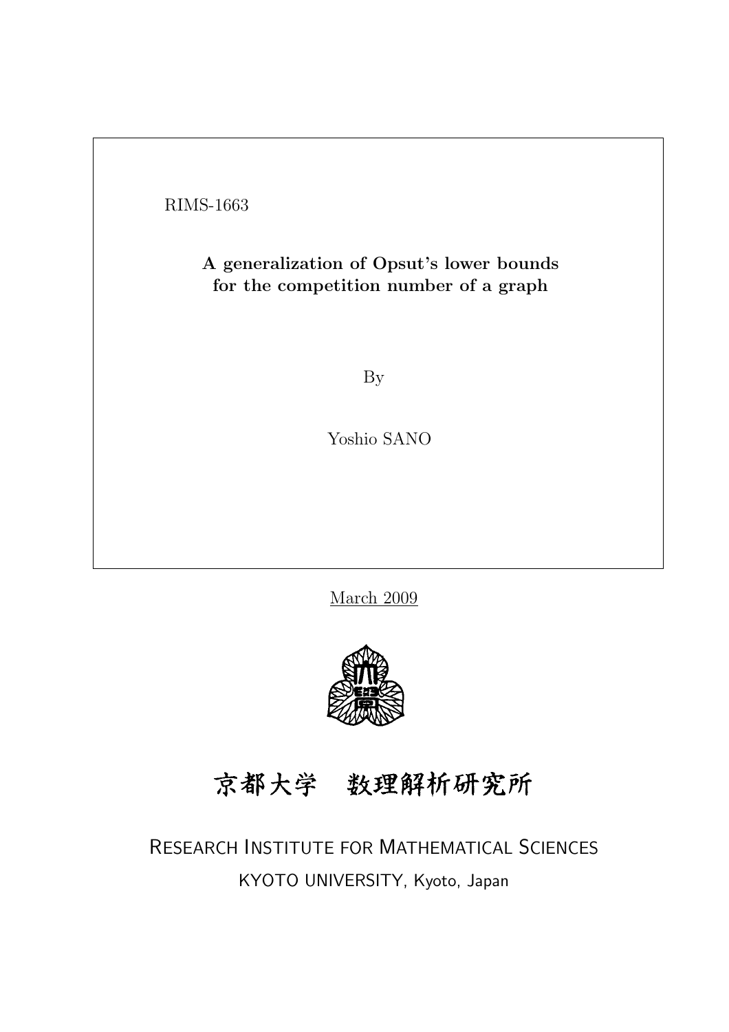RIMS-1663

**A generalization of Opsut's lower bounds for the competition number of a graph**

By

Yoshio SANO

March 2009

京都大学　数理解析研究所

RESEARCH INSTITUTE FOR MATHEMATICAL SCIENCES

KYOTO UNIVERSITY, Kyoto, Japan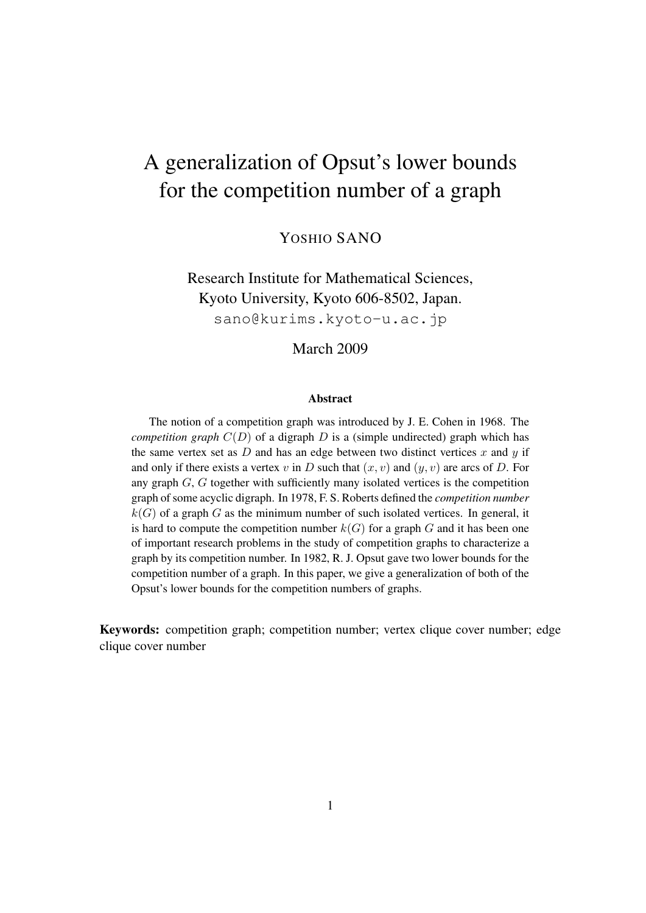# A generalization of Opsut's lower bounds for the competition number of a graph

YOSHIO SANO

Research Institute for Mathematical Sciences,
Kyoto University, Kyoto 606-8502, Japan.
`sano@kurims.kyoto-u.ac.jp`

March 2009

**Abstract**

The notion of a competition graph was introduced by J. E. Cohen in 1968. The *competition graph* $C(D)$ of a digraph $D$ is a (simple undirected) graph which has the same vertex set as $D$ and has an edge between two distinct vertices $x$ and $y$ if and only if there exists a vertex $v$ in $D$ such that $(x, v)$ and $(y, v)$ are arcs of $D$. For any graph $G$, $G$ together with sufficiently many isolated vertices is the competition graph of some acyclic digraph. In 1978, F. S. Roberts defined the *competition number* $k(G)$ of a graph $G$ as the minimum number of such isolated vertices. In general, it is hard to compute the competition number $k(G)$ for a graph $G$ and it has been one of important research problems in the study of competition graphs to characterize a graph by its competition number. In 1982, R. J. Opsut gave two lower bounds for the competition number of a graph. In this paper, we give a generalization of both of the Opsut's lower bounds for the competition numbers of graphs.

**Keywords:** competition graph; competition number; vertex clique cover number; edge clique cover number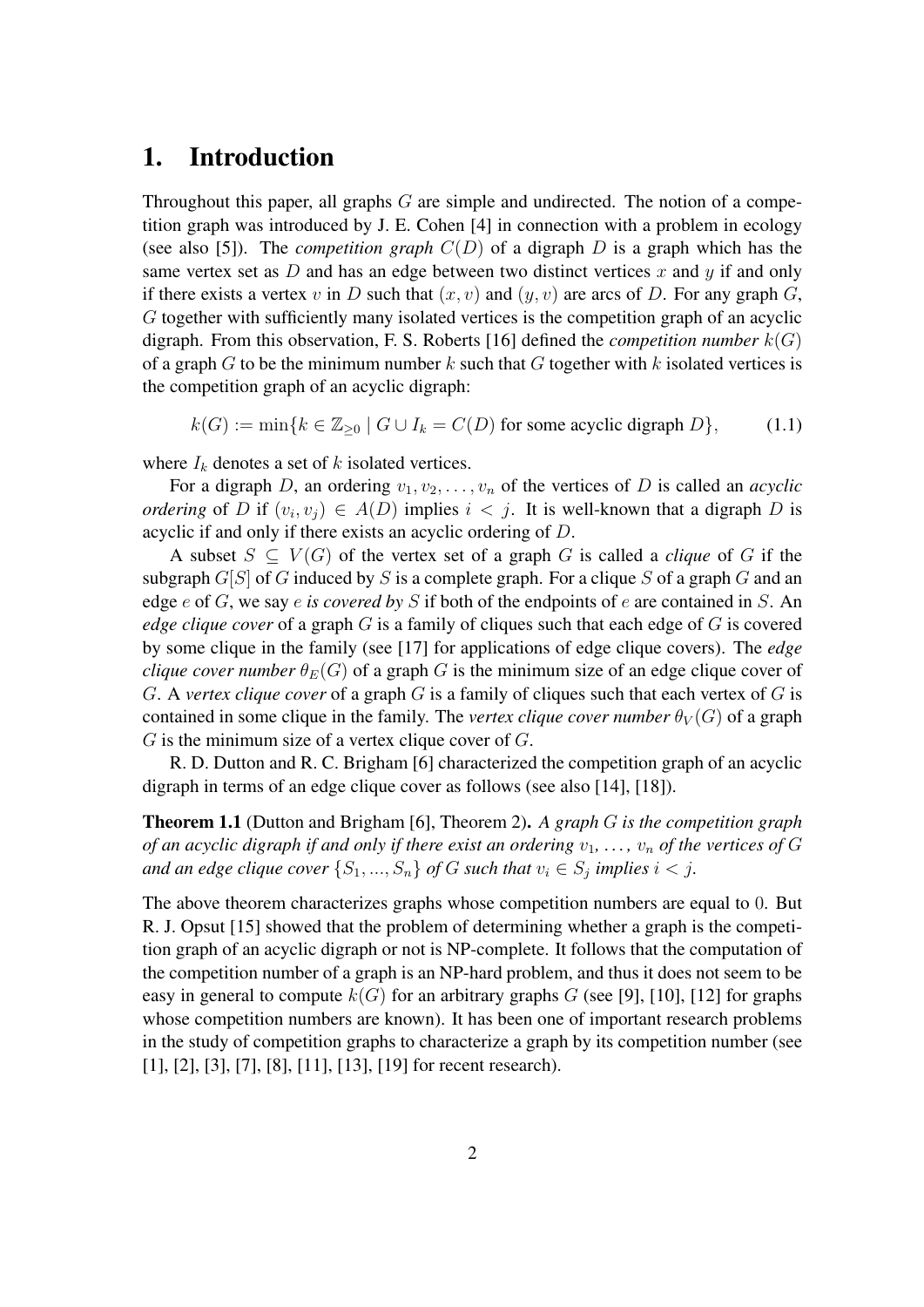# 1. Introduction

Throughout this paper, all graphs $G$ are simple and undirected. The notion of a competition graph was introduced by J. E. Cohen [4] in connection with a problem in ecology (see also [5]). The *competition graph* $C(D)$ of a digraph $D$ is a graph which has the same vertex set as $D$ and has an edge between two distinct vertices $x$ and $y$ if and only if there exists a vertex $v$ in $D$ such that $(x, v)$ and $(y, v)$ are arcs of $D$. For any graph $G$, $G$ together with sufficiently many isolated vertices is the competition graph of an acyclic digraph. From this observation, F. S. Roberts [16] defined the *competition number* $k(G)$ of a graph $G$ to be the minimum number $k$ such that $G$ together with $k$ isolated vertices is the competition graph of an acyclic digraph:

$$k(G) := \min\{k \in \mathbb{Z}_{\geq 0} \mid G \cup I_k = C(D) \text{ for some acyclic digraph } D\}, \tag{1.1}$$

where $I_k$ denotes a set of $k$ isolated vertices.

For a digraph $D$, an ordering $v_1, v_2, \ldots, v_n$ of the vertices of $D$ is called an *acyclic ordering* of $D$ if $(v_i, v_j) \in A(D)$ implies $i < j$. It is well-known that a digraph $D$ is acyclic if and only if there exists an acyclic ordering of $D$.

A subset $S \subseteq V(G)$ of the vertex set of a graph $G$ is called a *clique* of $G$ if the subgraph $G[S]$ of $G$ induced by $S$ is a complete graph. For a clique $S$ of a graph $G$ and an edge $e$ of $G$, we say $e$ *is covered by* $S$ if both of the endpoints of $e$ are contained in $S$. An *edge clique cover* of a graph $G$ is a family of cliques such that each edge of $G$ is covered by some clique in the family (see [17] for applications of edge clique covers). The *edge clique cover number* $\theta_E(G)$ of a graph $G$ is the minimum size of an edge clique cover of $G$. A *vertex clique cover* of a graph $G$ is a family of cliques such that each vertex of $G$ is contained in some clique in the family. The *vertex clique cover number* $\theta_V(G)$ of a graph $G$ is the minimum size of a vertex clique cover of $G$.

R. D. Dutton and R. C. Brigham [6] characterized the competition graph of an acyclic digraph in terms of an edge clique cover as follows (see also [14], [18]).

**Theorem 1.1** (Dutton and Brigham [6], Theorem 2). *A graph $G$ is the competition graph of an acyclic digraph if and only if there exist an ordering $v_1, \ldots, v_n$ of the vertices of $G$ and an edge clique cover $\{S_1, \ldots, S_n\}$ of $G$ such that $v_i \in S_j$ implies $i < j$.*

The above theorem characterizes graphs whose competition numbers are equal to 0. But R. J. Opsut [15] showed that the problem of determining whether a graph is the competition graph of an acyclic digraph or not is NP-complete. It follows that the computation of the competition number of a graph is an NP-hard problem, and thus it does not seem to be easy in general to compute $k(G)$ for an arbitrary graphs $G$ (see [9], [10], [12] for graphs whose competition numbers are known). It has been one of important research problems in the study of competition graphs to characterize a graph by its competition number (see [1], [2], [3], [7], [8], [11], [13], [19] for recent research).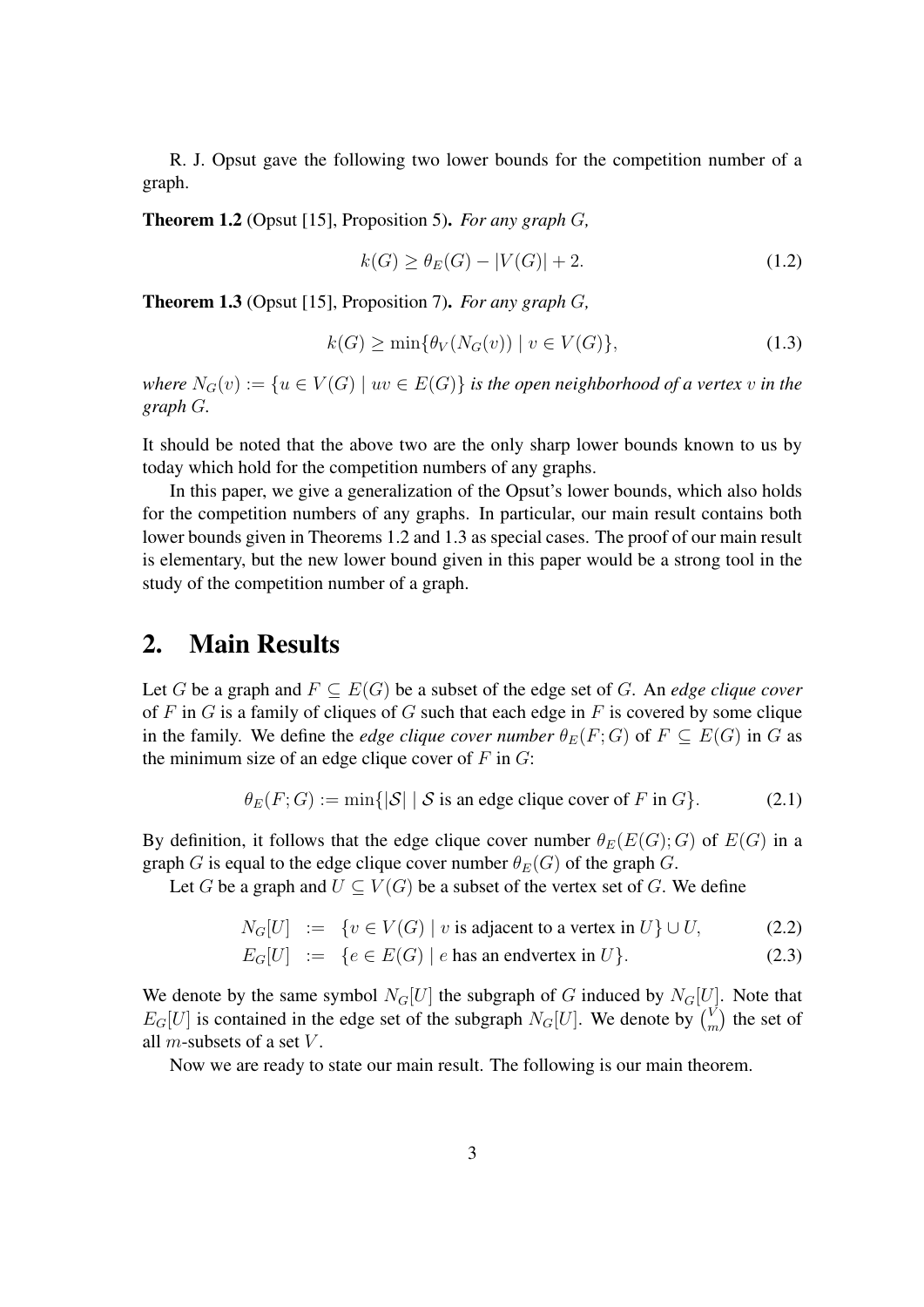R. J. Opsut gave the following two lower bounds for the competition number of a graph.

**Theorem 1.2** (Opsut [15], Proposition 5)**.** *For any graph $G$,*

$$k(G) \geq \theta_E(G) - |V(G)| + 2. \tag{1.2}$$

**Theorem 1.3** (Opsut [15], Proposition 7)**.** *For any graph $G$,*

$$k(G) \geq \min\{\theta_V(N_G(v)) \mid v \in V(G)\}, \tag{1.3}$$

*where $N_G(v) := \{u \in V(G) \mid uv \in E(G)\}$ is the open neighborhood of a vertex $v$ in the graph $G$.*

It should be noted that the above two are the only sharp lower bounds known to us by today which hold for the competition numbers of any graphs.

In this paper, we give a generalization of the Opsut's lower bounds, which also holds for the competition numbers of any graphs. In particular, our main result contains both lower bounds given in Theorems 1.2 and 1.3 as special cases. The proof of our main result is elementary, but the new lower bound given in this paper would be a strong tool in the study of the competition number of a graph.

## 2. Main Results

Let $G$ be a graph and $F \subseteq E(G)$ be a subset of the edge set of $G$. An *edge clique cover* of $F$ in $G$ is a family of cliques of $G$ such that each edge in $F$ is covered by some clique in the family. We define the *edge clique cover number* $\theta_E(F; G)$ of $F \subseteq E(G)$ in $G$ as the minimum size of an edge clique cover of $F$ in $G$:

$$\theta_E(F; G) := \min\{|\mathcal{S}| \mid \mathcal{S} \text{ is an edge clique cover of } F \text{ in } G\}. \tag{2.1}$$

By definition, it follows that the edge clique cover number $\theta_E(E(G); G)$ of $E(G)$ in a graph $G$ is equal to the edge clique cover number $\theta_E(G)$ of the graph $G$.

Let $G$ be a graph and $U \subseteq V(G)$ be a subset of the vertex set of $G$. We define

$$N_G[U] \;:=\; \{v \in V(G) \mid v \text{ is adjacent to a vertex in } U\} \cup U, \tag{2.2}$$

$$E_G[U] \;:=\; \{e \in E(G) \mid e \text{ has an endvertex in } U\}. \tag{2.3}$$

We denote by the same symbol $N_G[U]$ the subgraph of $G$ induced by $N_G[U]$. Note that $E_G[U]$ is contained in the edge set of the subgraph $N_G[U]$. We denote by $\binom{V}{m}$ the set of all $m$-subsets of a set $V$.

Now we are ready to state our main result. The following is our main theorem.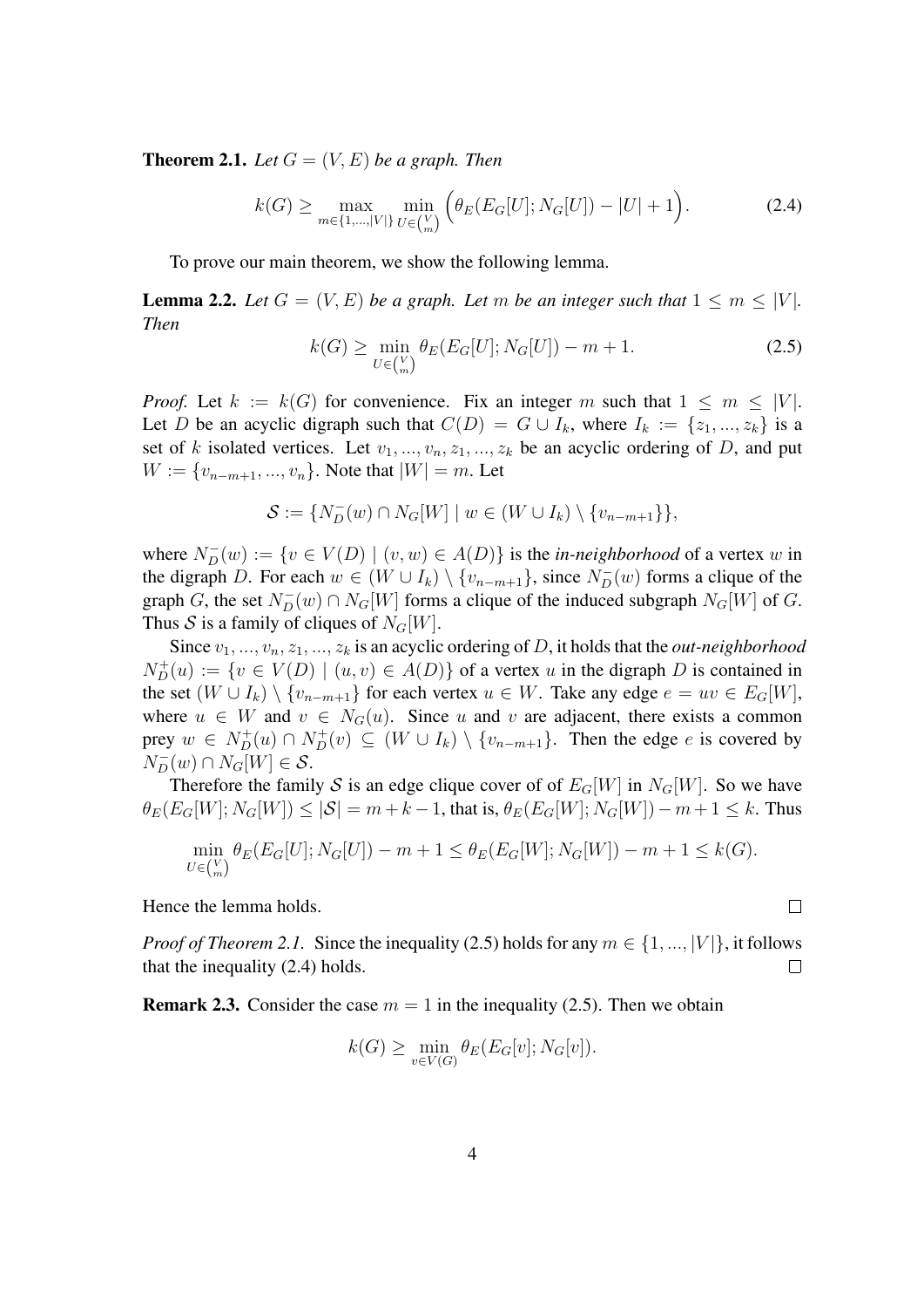**Theorem 2.1.** *Let $G = (V, E)$ be a graph. Then*

$$k(G) \geq \max_{m \in \{1,...,|V|\}} \min_{U \in \binom{V}{m}} \Big( \theta_E(E_G[U]; N_G[U]) - |U| + 1 \Big). \tag{2.4}$$

To prove our main theorem, we show the following lemma.

**Lemma 2.2.** *Let $G = (V, E)$ be a graph. Let $m$ be an integer such that $1 \leq m \leq |V|$. Then*

$$k(G) \geq \min_{U \in \binom{V}{m}} \theta_E(E_G[U]; N_G[U]) - m + 1. \tag{2.5}$$

*Proof.* Let $k := k(G)$ for convenience. Fix an integer $m$ such that $1 \leq m \leq |V|$. Let $D$ be an acyclic digraph such that $C(D) = G \cup I_k$, where $I_k := \{z_1, ..., z_k\}$ is a set of $k$ isolated vertices. Let $v_1, ..., v_n, z_1, ..., z_k$ be an acyclic ordering of $D$, and put $W := \{v_{n-m+1}, ..., v_n\}$. Note that $|W| = m$. Let

$$\mathcal{S} := \{N_D^-(w) \cap N_G[W] \mid w \in (W \cup I_k) \setminus \{v_{n-m+1}\}\},$$

where $N_D^-(w) := \{v \in V(D) \mid (v, w) \in A(D)\}$ is the *in-neighborhood* of a vertex $w$ in the digraph $D$. For each $w \in (W \cup I_k) \setminus \{v_{n-m+1}\}$, since $N_D^-(w)$ forms a clique of the graph $G$, the set $N_D^-(w) \cap N_G[W]$ forms a clique of the induced subgraph $N_G[W]$ of $G$. Thus $\mathcal{S}$ is a family of cliques of $N_G[W]$.

Since $v_1, ..., v_n, z_1, ..., z_k$ is an acyclic ordering of $D$, it holds that the *out-neighborhood* $N_D^+(u) := \{v \in V(D) \mid (u, v) \in A(D)\}$ of a vertex $u$ in the digraph $D$ is contained in the set $(W \cup I_k) \setminus \{v_{n-m+1}\}$ for each vertex $u \in W$. Take any edge $e = uv \in E_G[W]$, where $u \in W$ and $v \in N_G(u)$. Since $u$ and $v$ are adjacent, there exists a common prey $w \in N_D^+(u) \cap N_D^+(v) \subseteq (W \cup I_k) \setminus \{v_{n-m+1}\}$. Then the edge $e$ is covered by $N_D^-(w) \cap N_G[W] \in \mathcal{S}$.

Therefore the family $\mathcal{S}$ is an edge clique cover of of $E_G[W]$ in $N_G[W]$. So we have $\theta_E(E_G[W]; N_G[W]) \leq |\mathcal{S}| = m + k - 1$, that is, $\theta_E(E_G[W]; N_G[W]) - m + 1 \leq k$. Thus

$$\min_{U \in \binom{V}{m}} \theta_E(E_G[U]; N_G[U]) - m + 1 \leq \theta_E(E_G[W]; N_G[W]) - m + 1 \leq k(G).$$

Hence the lemma holds. □

*Proof of Theorem 2.1.* Since the inequality (2.5) holds for any $m \in \{1, ..., |V|\}$, it follows that the inequality (2.4) holds. □

**Remark 2.3.** Consider the case $m = 1$ in the inequality (2.5). Then we obtain

$$k(G) \geq \min_{v \in V(G)} \theta_E(E_G[v]; N_G[v]).$$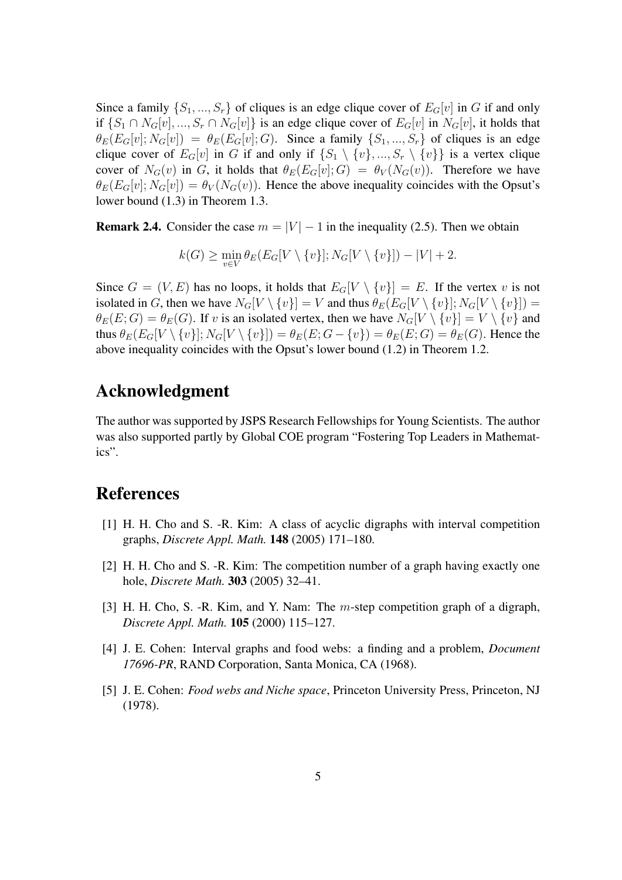Since a family $\{S_1, ..., S_r\}$ of cliques is an edge clique cover of $E_G[v]$ in $G$ if and only if $\{S_1 \cap N_G[v], ..., S_r \cap N_G[v]\}$ is an edge clique cover of $E_G[v]$ in $N_G[v]$, it holds that $\theta_E(E_G[v]; N_G[v]) = \theta_E(E_G[v]; G)$. Since a family $\{S_1, ..., S_r\}$ of cliques is an edge clique cover of $E_G[v]$ in $G$ if and only if $\{S_1 \setminus \{v\}, ..., S_r \setminus \{v\}\}$ is a vertex clique cover of $N_G(v)$ in $G$, it holds that $\theta_E(E_G[v]; G) = \theta_V(N_G(v))$. Therefore we have $\theta_E(E_G[v]; N_G[v]) = \theta_V(N_G(v))$. Hence the above inequality coincides with the Opsut's lower bound (1.3) in Theorem 1.3.

**Remark 2.4.** Consider the case $m = |V| - 1$ in the inequality (2.5). Then we obtain

$$k(G) \geq \min_{v \in V} \theta_E(E_G[V \setminus \{v\}]; N_G[V \setminus \{v\}]) - |V| + 2.$$

Since $G = (V, E)$ has no loops, it holds that $E_G[V \setminus \{v\}] = E$. If the vertex $v$ is not isolated in $G$, then we have $N_G[V \setminus \{v\}] = V$ and thus $\theta_E(E_G[V \setminus \{v\}]; N_G[V \setminus \{v\}]) = \theta_E(E; G) = \theta_E(G)$. If $v$ is an isolated vertex, then we have $N_G[V \setminus \{v\}] = V \setminus \{v\}$ and thus $\theta_E(E_G[V \setminus \{v\}]; N_G[V \setminus \{v\}]) = \theta_E(E; G - \{v\}) = \theta_E(E; G) = \theta_E(G)$. Hence the above inequality coincides with the Opsut's lower bound (1.2) in Theorem 1.2.

## Acknowledgment

The author was supported by JSPS Research Fellowships for Young Scientists. The author was also supported partly by Global COE program "Fostering Top Leaders in Mathematics".

## References

[1] H. H. Cho and S. -R. Kim: A class of acyclic digraphs with interval competition graphs, *Discrete Appl. Math.* **148** (2005) 171–180.

[2] H. H. Cho and S. -R. Kim: The competition number of a graph having exactly one hole, *Discrete Math.* **303** (2005) 32–41.

[3] H. H. Cho, S. -R. Kim, and Y. Nam: The $m$-step competition graph of a digraph, *Discrete Appl. Math.* **105** (2000) 115–127.

[4] J. E. Cohen: Interval graphs and food webs: a finding and a problem, *Document 17696-PR*, RAND Corporation, Santa Monica, CA (1968).

[5] J. E. Cohen: *Food webs and Niche space*, Princeton University Press, Princeton, NJ (1978).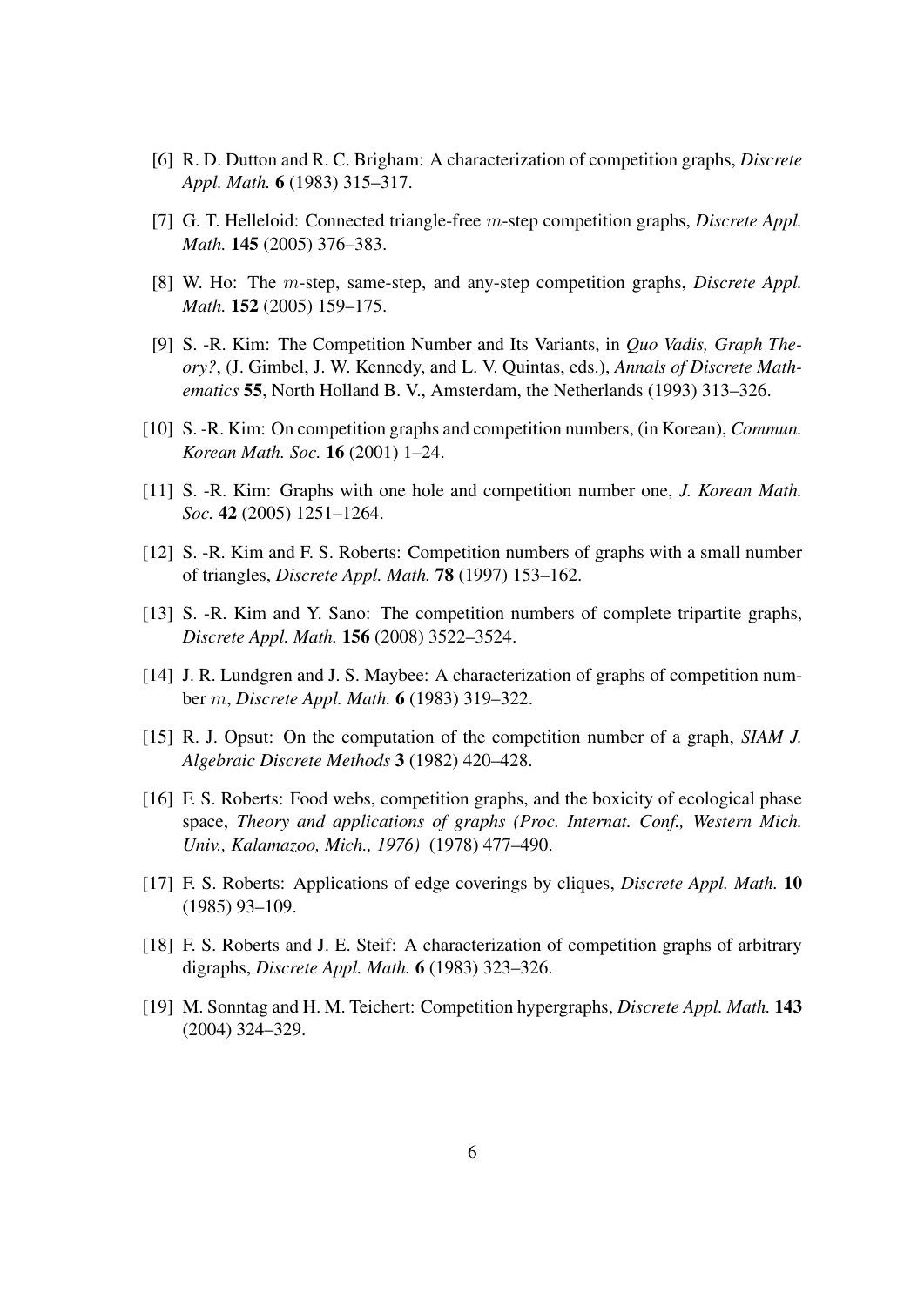[6] R. D. Dutton and R. C. Brigham: A characterization of competition graphs, *Discrete Appl. Math.* **6** (1983) 315–317.

[7] G. T. Helleloid: Connected triangle-free $m$-step competition graphs, *Discrete Appl. Math.* **145** (2005) 376–383.

[8] W. Ho: The $m$-step, same-step, and any-step competition graphs, *Discrete Appl. Math.* **152** (2005) 159–175.

[9] S. -R. Kim: The Competition Number and Its Variants, in *Quo Vadis, Graph Theory?*, (J. Gimbel, J. W. Kennedy, and L. V. Quintas, eds.), *Annals of Discrete Mathematics* **55**, North Holland B. V., Amsterdam, the Netherlands (1993) 313–326.

[10] S. -R. Kim: On competition graphs and competition numbers, (in Korean), *Commun. Korean Math. Soc.* **16** (2001) 1–24.

[11] S. -R. Kim: Graphs with one hole and competition number one, *J. Korean Math. Soc.* **42** (2005) 1251–1264.

[12] S. -R. Kim and F. S. Roberts: Competition numbers of graphs with a small number of triangles, *Discrete Appl. Math.* **78** (1997) 153–162.

[13] S. -R. Kim and Y. Sano: The competition numbers of complete tripartite graphs, *Discrete Appl. Math.* **156** (2008) 3522–3524.

[14] J. R. Lundgren and J. S. Maybee: A characterization of graphs of competition number $m$, *Discrete Appl. Math.* **6** (1983) 319–322.

[15] R. J. Opsut: On the computation of the competition number of a graph, *SIAM J. Algebraic Discrete Methods* **3** (1982) 420–428.

[16] F. S. Roberts: Food webs, competition graphs, and the boxicity of ecological phase space, *Theory and applications of graphs (Proc. Internat. Conf., Western Mich. Univ., Kalamazoo, Mich., 1976)* (1978) 477–490.

[17] F. S. Roberts: Applications of edge coverings by cliques, *Discrete Appl. Math.* **10** (1985) 93–109.

[18] F. S. Roberts and J. E. Steif: A characterization of competition graphs of arbitrary digraphs, *Discrete Appl. Math.* **6** (1983) 323–326.

[19] M. Sonntag and H. M. Teichert: Competition hypergraphs, *Discrete Appl. Math.* **143** (2004) 324–329.